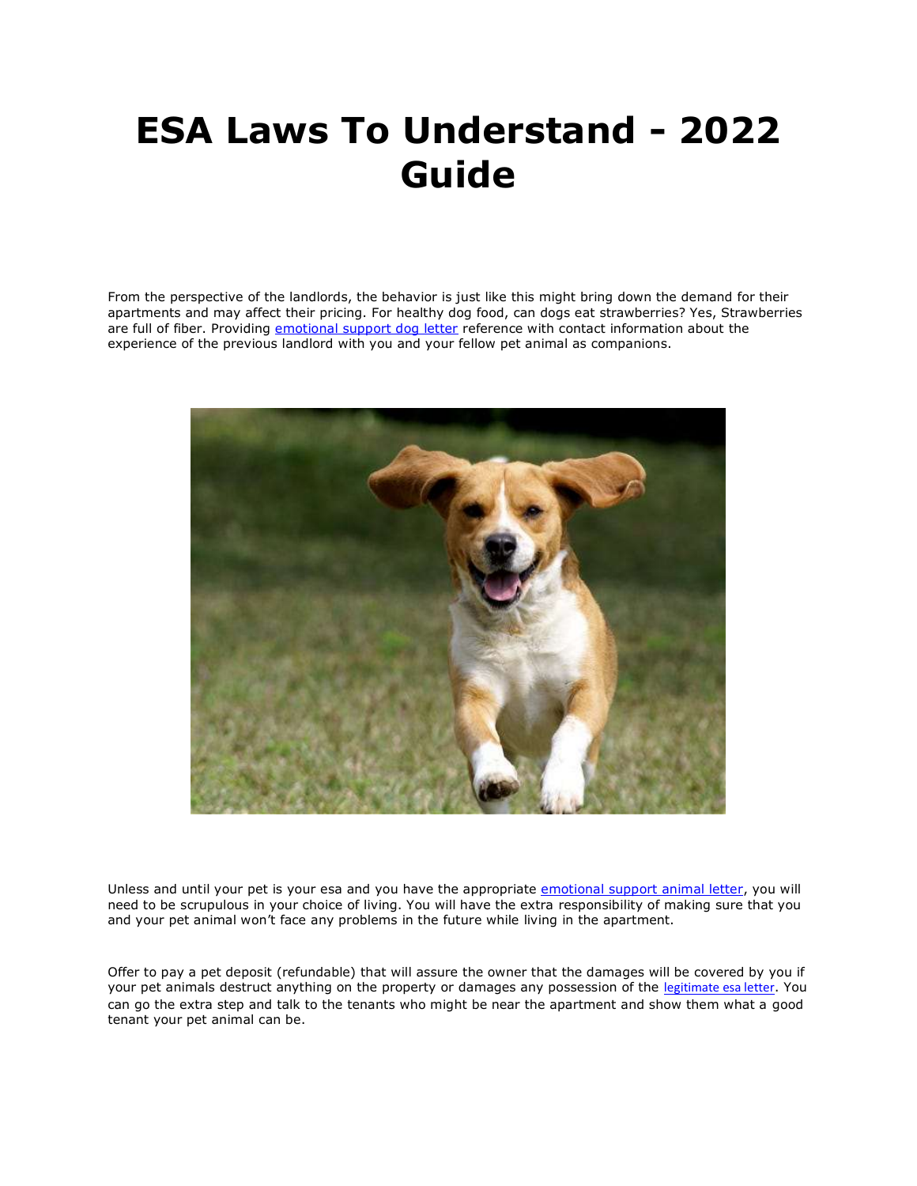# ESA Laws To Understand - 2022 Guide

From the perspective of the landlords, the behavior is just like this might bring down the demand for their apartments and may affect their pricing. For healthy dog food, can dogs eat strawberries? Yes, Strawberries are full of fiber. Providing [emotional support dog letter]() reference with contact information about the experience of the previous landlord with you and your fellow pet animal as companions.

Unless and until your pet is your esa and you have the appropriate [emotional support animal letter](), you will need to be scrupulous in your choice of living. You will have the extra responsibility of making sure that you and your pet animal won't face any problems in the future while living in the apartment.

Offer to pay a pet deposit (refundable) that will assure the owner that the damages will be covered by you if your pet animals destruct anything on the property or damages any possession of the [legitimate esa letter](). You can go the extra step and talk to the tenants who might be near the apartment and show them what a good tenant your pet animal can be.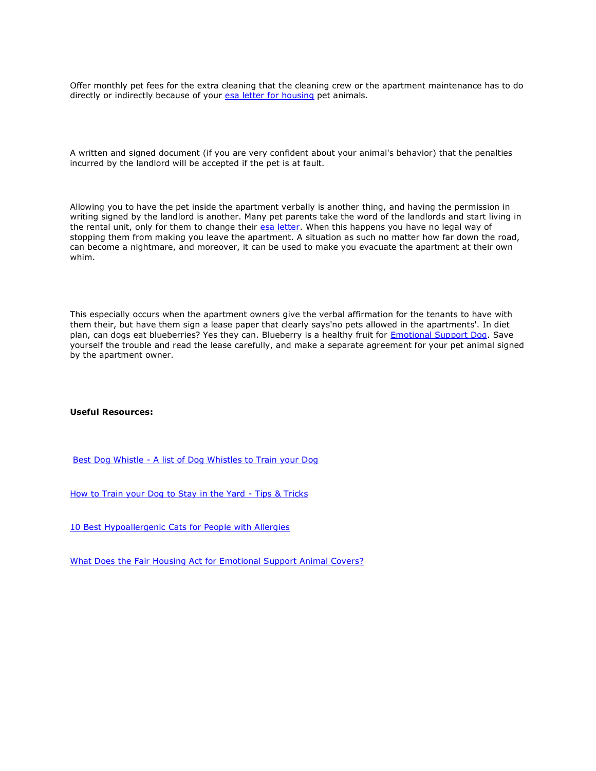Offer monthly pet fees for the extra cleaning that the cleaning crew or the apartment maintenance has to do directly or indirectly because of your [esa letter for housing]() pet animals.

A written and signed document (if you are very confident about your animal's behavior) that the penalties incurred by the landlord will be accepted if the pet is at fault.

Allowing you to have the pet inside the apartment verbally is another thing, and having the permission in writing signed by the landlord is another. Many pet parents take the word of the landlords and start living in the rental unit, only for them to change their [esa letter](). When this happens you have no legal way of stopping them from making you leave the apartment. A situation as such no matter how far down the road, can become a nightmare, and moreover, it can be used to make you evacuate the apartment at their own whim.

This especially occurs when the apartment owners give the verbal affirmation for the tenants to have with them their, but have them sign a lease paper that clearly says'no pets allowed in the apartments'. In diet plan, can dogs eat blueberries? Yes they can. Blueberry is a healthy fruit for [Emotional Support Dog](). Save yourself the trouble and read the lease carefully, and make a separate agreement for your pet animal signed by the apartment owner.

**Useful Resources:**

[Best Dog Whistle - A list of Dog Whistles to Train your Dog]()

[How to Train your Dog to Stay in the Yard - Tips & Tricks]()

[10 Best Hypoallergenic Cats for People with Allergies]()

[What Does the Fair Housing Act for Emotional Support Animal Covers?]()